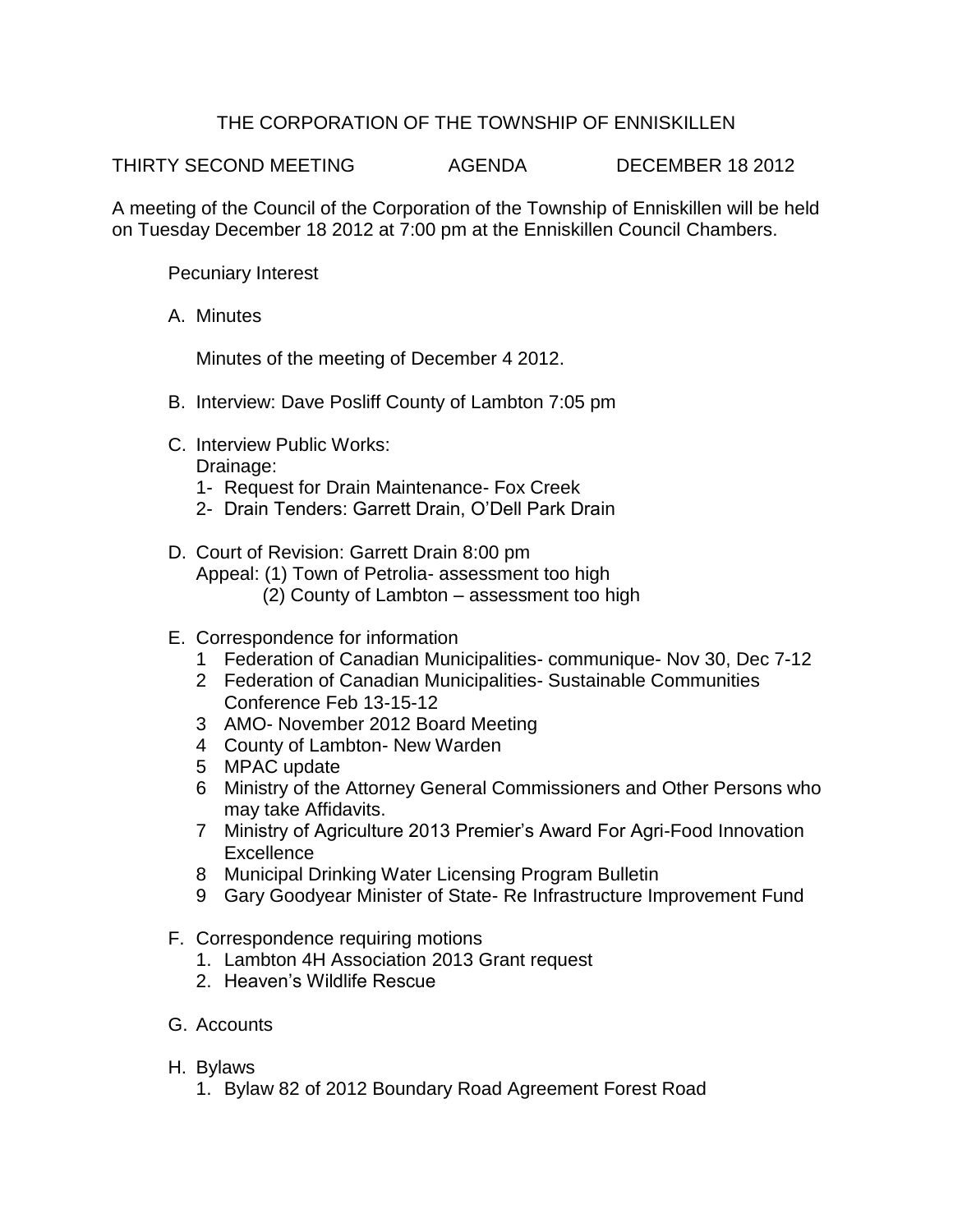# THE CORPORATION OF THE TOWNSHIP OF ENNISKILLEN

THIRTY SECOND MEETING AGENDA DECEMBER 18 2012

A meeting of the Council of the Corporation of the Township of Enniskillen will be held on Tuesday December 18 2012 at 7:00 pm at the Enniskillen Council Chambers.

Pecuniary Interest

A. Minutes

   Minutes of the meeting of December 4 2012.

B. Interview: Dave Posliff County of Lambton 7:05 pm

C. Interview Public Works:
   Drainage:
   1- Request for Drain Maintenance- Fox Creek
   2- Drain Tenders: Garrett Drain, O'Dell Park Drain

D. Court of Revision: Garrett Drain 8:00 pm
   Appeal: (1) Town of Petrolia- assessment too high
   (2) County of Lambton – assessment too high

E. Correspondence for information
   1 Federation of Canadian Municipalities- communique- Nov 30, Dec 7-12
   2 Federation of Canadian Municipalities- Sustainable Communities Conference Feb 13-15-12
   3 AMO- November 2012 Board Meeting
   4 County of Lambton- New Warden
   5 MPAC update
   6 Ministry of the Attorney General Commissioners and Other Persons who may take Affidavits.
   7 Ministry of Agriculture 2013 Premier's Award For Agri-Food Innovation Excellence
   8 Municipal Drinking Water Licensing Program Bulletin
   9 Gary Goodyear Minister of State- Re Infrastructure Improvement Fund

F. Correspondence requiring motions
   1. Lambton 4H Association 2013 Grant request
   2. Heaven's Wildlife Rescue

G. Accounts

H. Bylaws
   1. Bylaw 82 of 2012 Boundary Road Agreement Forest Road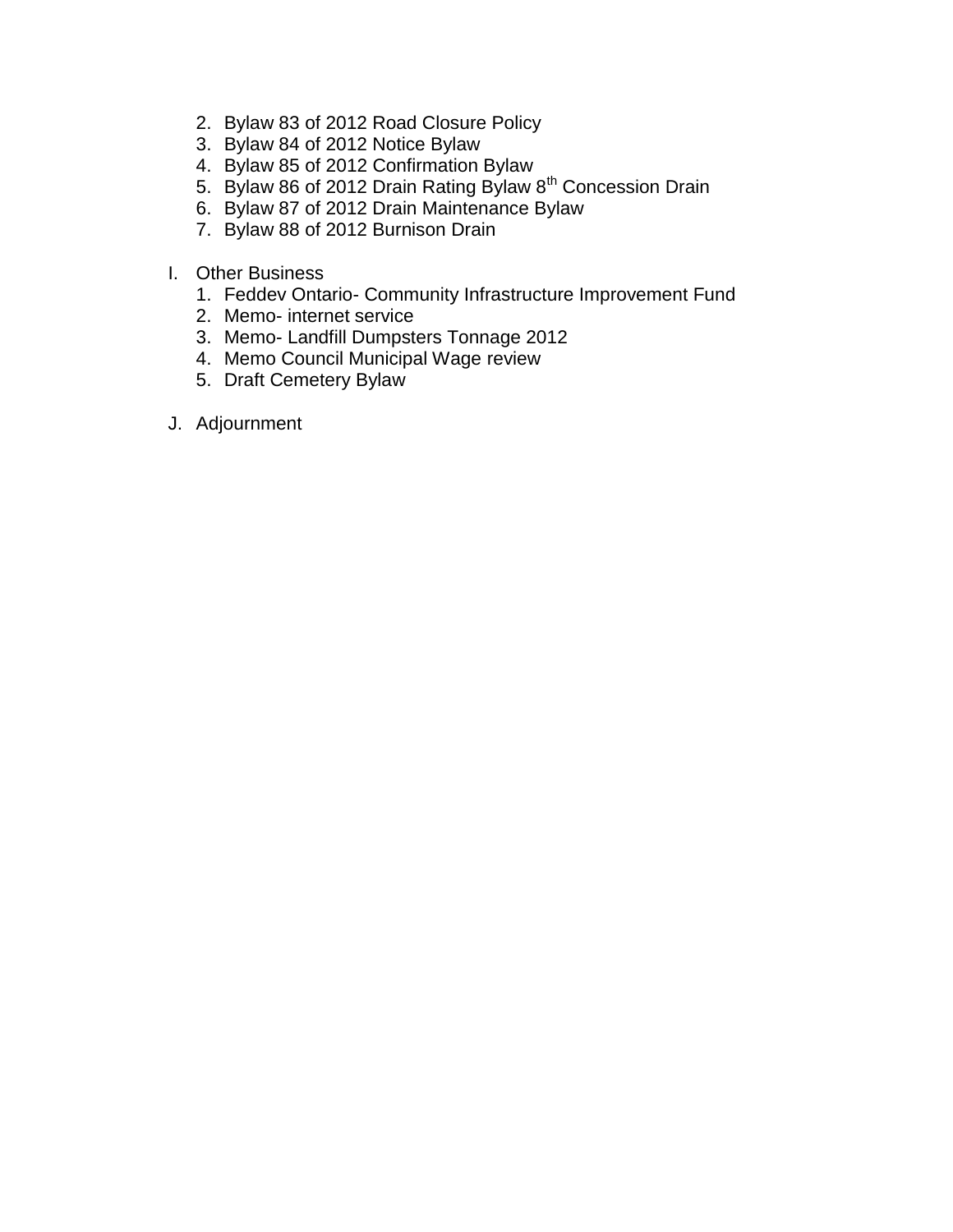2. Bylaw 83 of 2012 Road Closure Policy
3. Bylaw 84 of 2012 Notice Bylaw
4. Bylaw 85 of 2012 Confirmation Bylaw
5. Bylaw 86 of 2012 Drain Rating Bylaw 8th Concession Drain
6. Bylaw 87 of 2012 Drain Maintenance Bylaw
7. Bylaw 88 of 2012 Burnison Drain

I. Other Business
   1. Feddev Ontario- Community Infrastructure Improvement Fund
   2. Memo- internet service
   3. Memo- Landfill Dumpsters Tonnage 2012
   4. Memo Council Municipal Wage review
   5. Draft Cemetery Bylaw

J. Adjournment